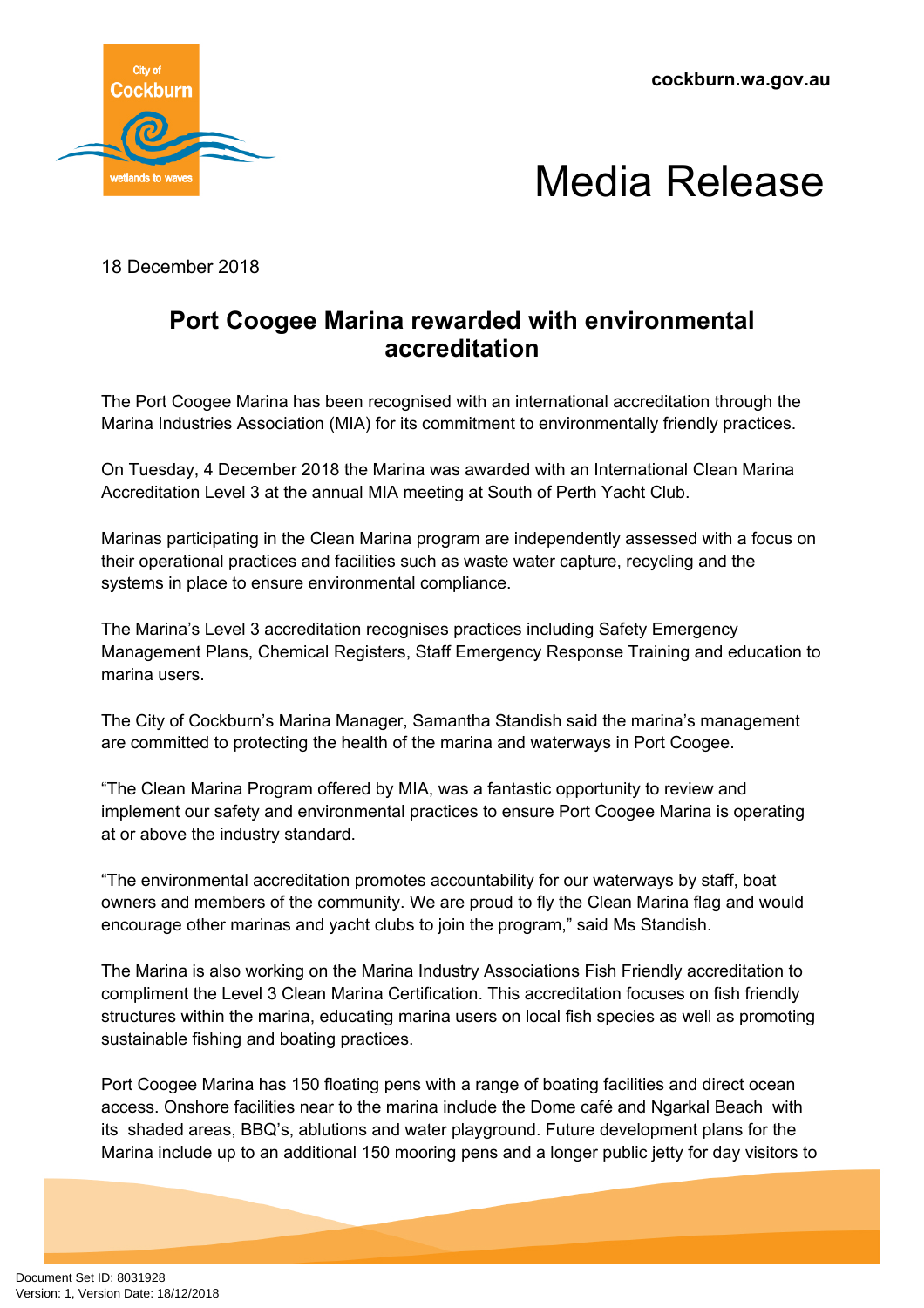cockburn.wa.gov.au

# Media Release

18 December 2018

## Port Coogee Marina rewarded with environmental accreditation

The Port Coogee Marina has been recognised with an international accreditation through the Marina Industries Association (MIA) for its commitment to environmentally friendly practices.

On Tuesday, 4 December 2018 the Marina was awarded with an International Clean Marina Accreditation Level 3 at the annual MIA meeting at South of Perth Yacht Club.

Marinas participating in the Clean Marina program are independently assessed with a focus on their operational practices and facilities such as waste water capture, recycling and the systems in place to ensure environmental compliance.

The Marina's Level 3 accreditation recognises practices including Safety Emergency Management Plans, Chemical Registers, Staff Emergency Response Training and education to marina users.

The City of Cockburn's Marina Manager, Samantha Standish said the marina's management are committed to protecting the health of the marina and waterways in Port Coogee.

"The Clean Marina Program offered by MIA, was a fantastic opportunity to review and implement our safety and environmental practices to ensure Port Coogee Marina is operating at or above the industry standard.

"The environmental accreditation promotes accountability for our waterways by staff, boat owners and members of the community. We are proud to fly the Clean Marina flag and would encourage other marinas and yacht clubs to join the program," said Ms Standish.

The Marina is also working on the Marina Industry Associations Fish Friendly accreditation to compliment the Level 3 Clean Marina Certification. This accreditation focuses on fish friendly structures within the marina, educating marina users on local fish species as well as promoting sustainable fishing and boating practices.

Port Coogee Marina has 150 floating pens with a range of boating facilities and direct ocean access. Onshore facilities near to the marina include the Dome café and Ngarkal Beach with its shaded areas, BBQ's, ablutions and water playground. Future development plans for the Marina include up to an additional 150 mooring pens and a longer public jetty for day visitors to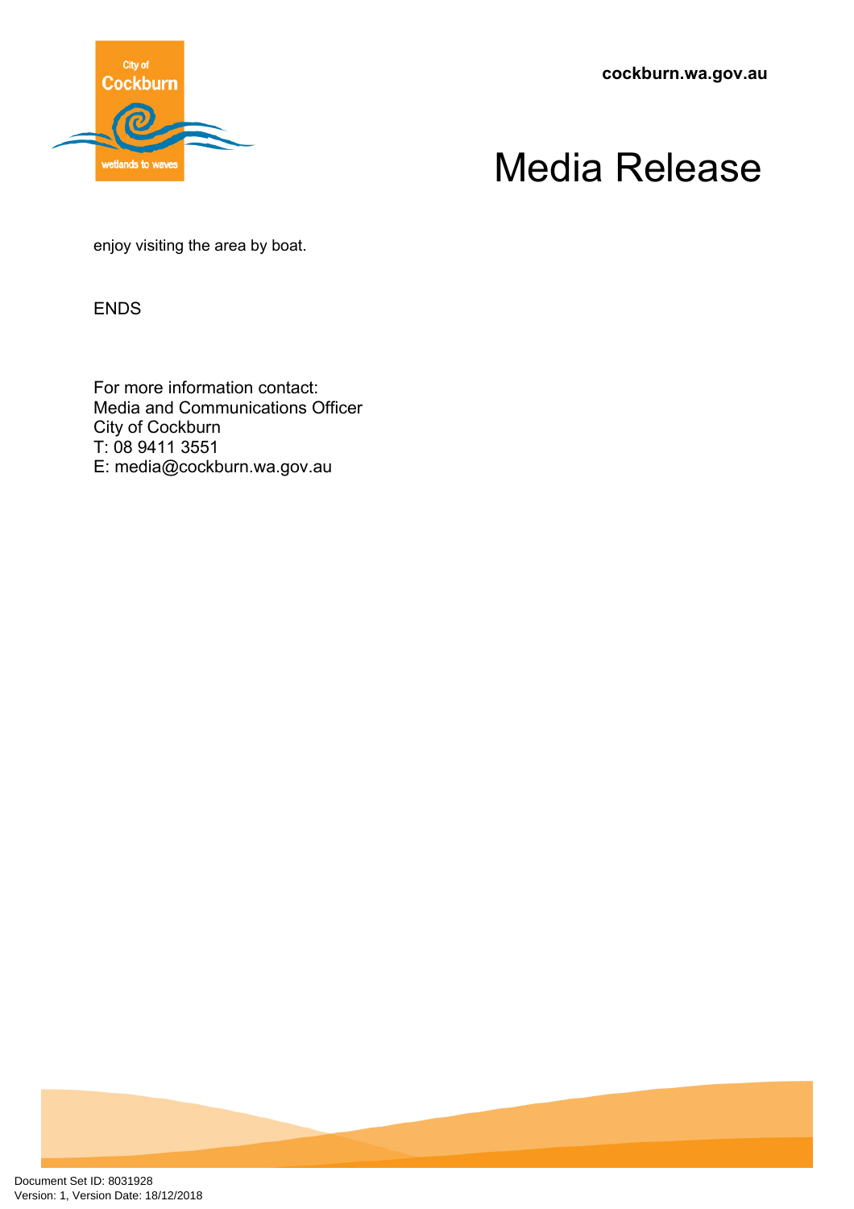enjoy visiting the area by boat.

ENDS

For more information contact:
Media and Communications Officer
City of Cockburn
T: 08 9411 3551
E: media@cockburn.wa.gov.au